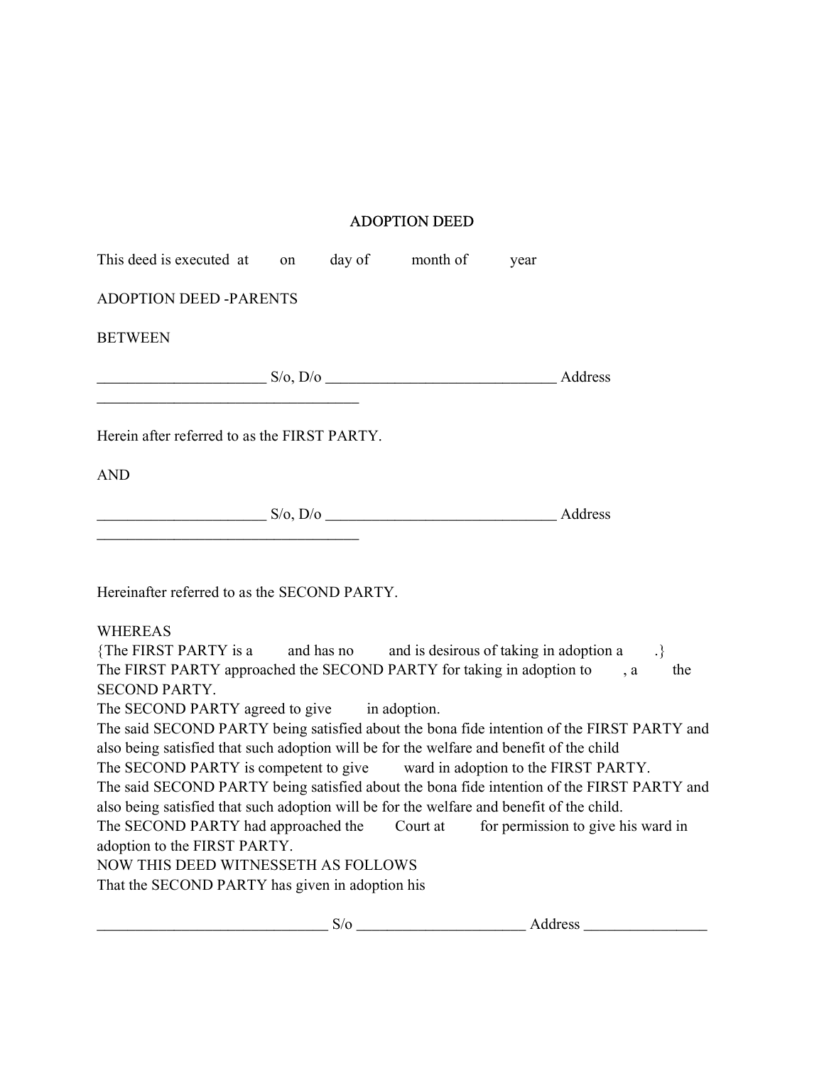# ADOPTION DEED

This deed is executed at on day of month of year

ADOPTION DEED -PARENTS

BETWEEN

______________________ S/o, D/o ______________________________ Address __________________________________

Herein after referred to as the FIRST PARTY.

AND

______________________ S/o, D/o ______________________________ Address __________________________________

Hereinafter referred to as the SECOND PARTY.

WHEREAS
{The FIRST PARTY is a and has no and is desirous of taking in adoption a .}
The FIRST PARTY approached the SECOND PARTY for taking in adoption to , a the SECOND PARTY.
The SECOND PARTY agreed to give in adoption.
The said SECOND PARTY being satisfied about the bona fide intention of the FIRST PARTY and also being satisfied that such adoption will be for the welfare and benefit of the child
The SECOND PARTY is competent to give ward in adoption to the FIRST PARTY.
The said SECOND PARTY being satisfied about the bona fide intention of the FIRST PARTY and also being satisfied that such adoption will be for the welfare and benefit of the child.
The SECOND PARTY had approached the Court at for permission to give his ward in adoption to the FIRST PARTY.
NOW THIS DEED WITNESSETH AS FOLLOWS
That the SECOND PARTY has given in adoption his

______________________________ S/o ______________________ Address ________________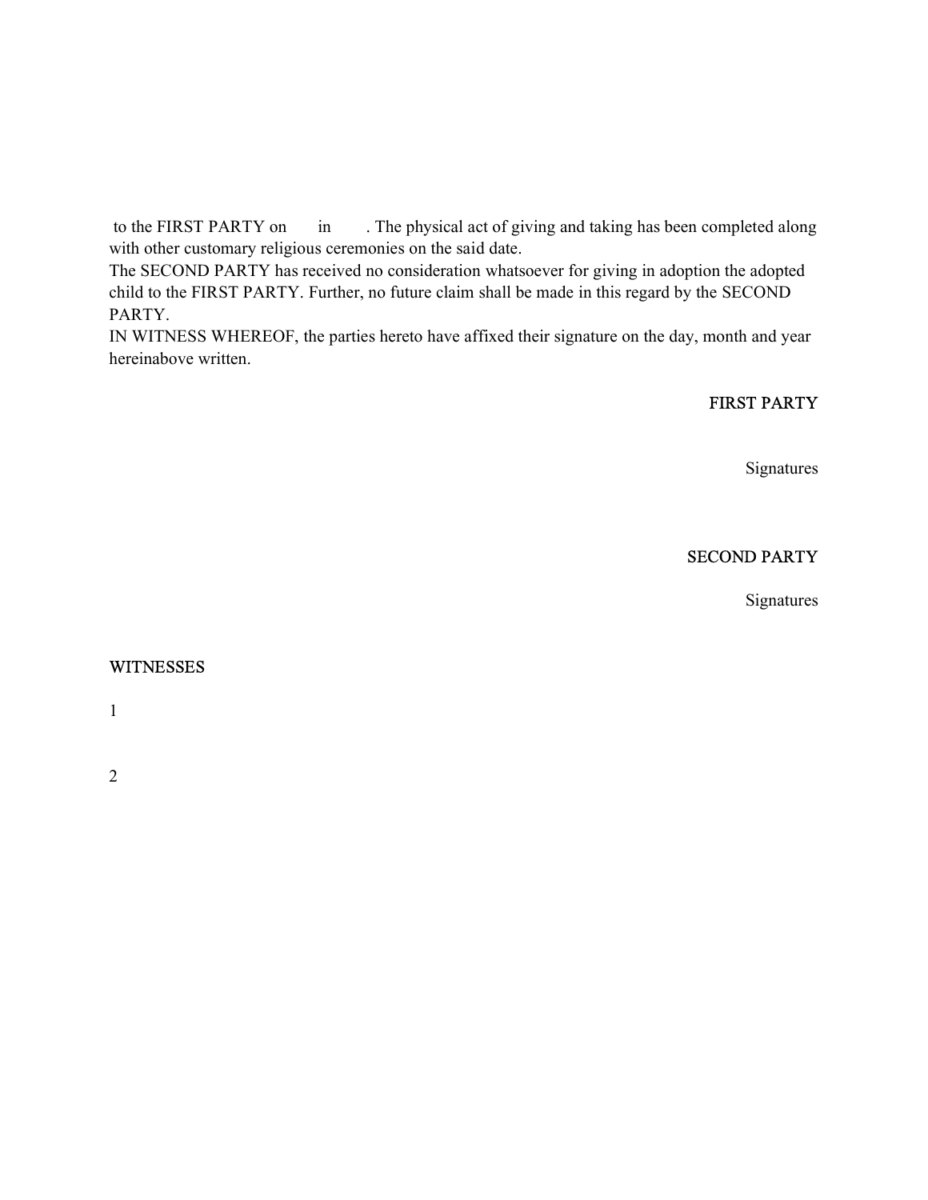to the FIRST PARTY on      in      . The physical act of giving and taking has been completed along with other customary religious ceremonies on the said date.

The SECOND PARTY has received no consideration whatsoever for giving in adoption the adopted child to the FIRST PARTY. Further, no future claim shall be made in this regard by the SECOND PARTY.

IN WITNESS WHEREOF, the parties hereto have affixed their signature on the day, month and year hereinabove written.

FIRST PARTY

Signatures

SECOND PARTY

Signatures

WITNESSES

1

2